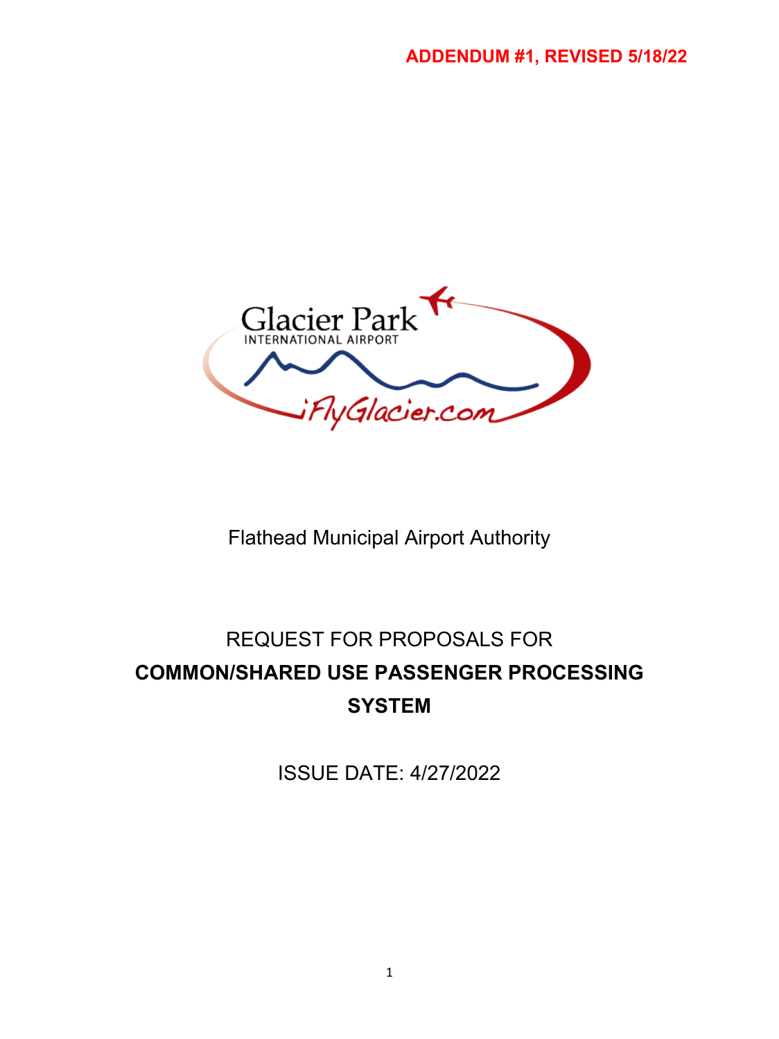**ADDENDUM #1, REVISED 5/18/22**

Glacier Park International Airport

iFlyGlacier.com

Flathead Municipal Airport Authority

# REQUEST FOR PROPOSALS FOR
# COMMON/SHARED USE PASSENGER PROCESSING SYSTEM

ISSUE DATE: 4/27/2022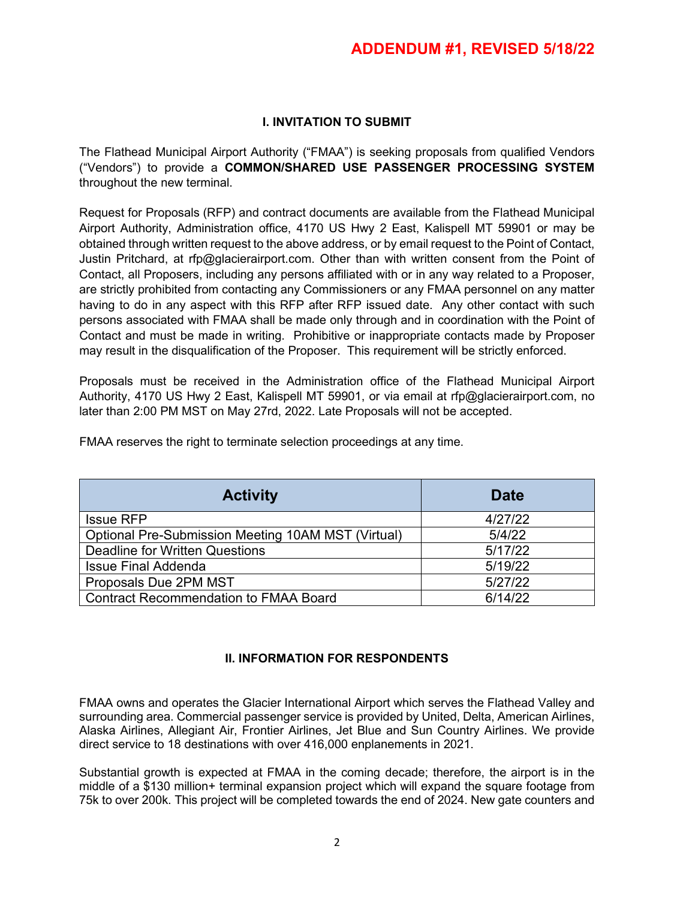**ADDENDUM #1, REVISED 5/18/22**

## I. INVITATION TO SUBMIT

The Flathead Municipal Airport Authority ("FMAA") is seeking proposals from qualified Vendors ("Vendors") to provide a **COMMON/SHARED USE PASSENGER PROCESSING SYSTEM** throughout the new terminal.

Request for Proposals (RFP) and contract documents are available from the Flathead Municipal Airport Authority, Administration office, 4170 US Hwy 2 East, Kalispell MT 59901 or may be obtained through written request to the above address, or by email request to the Point of Contact, Justin Pritchard, at rfp@glacierairport.com. Other than with written consent from the Point of Contact, all Proposers, including any persons affiliated with or in any way related to a Proposer, are strictly prohibited from contacting any Commissioners or any FMAA personnel on any matter having to do in any aspect with this RFP after RFP issued date. Any other contact with such persons associated with FMAA shall be made only through and in coordination with the Point of Contact and must be made in writing. Prohibitive or inappropriate contacts made by Proposer may result in the disqualification of the Proposer. This requirement will be strictly enforced.

Proposals must be received in the Administration office of the Flathead Municipal Airport Authority, 4170 US Hwy 2 East, Kalispell MT 59901, or via email at rfp@glacierairport.com, no later than 2:00 PM MST on May 27rd, 2022. Late Proposals will not be accepted.

FMAA reserves the right to terminate selection proceedings at any time.

| Activity | Date |
|---|---|
| Issue RFP | 4/27/22 |
| Optional Pre-Submission Meeting 10AM MST (Virtual) | 5/4/22 |
| Deadline for Written Questions | 5/17/22 |
| Issue Final Addenda | 5/19/22 |
| Proposals Due 2PM MST | 5/27/22 |
| Contract Recommendation to FMAA Board | 6/14/22 |

## II. INFORMATION FOR RESPONDENTS

FMAA owns and operates the Glacier International Airport which serves the Flathead Valley and surrounding area. Commercial passenger service is provided by United, Delta, American Airlines, Alaska Airlines, Allegiant Air, Frontier Airlines, Jet Blue and Sun Country Airlines. We provide direct service to 18 destinations with over 416,000 enplanements in 2021.

Substantial growth is expected at FMAA in the coming decade; therefore, the airport is in the middle of a $130 million+ terminal expansion project which will expand the square footage from 75k to over 200k. This project will be completed towards the end of 2024. New gate counters and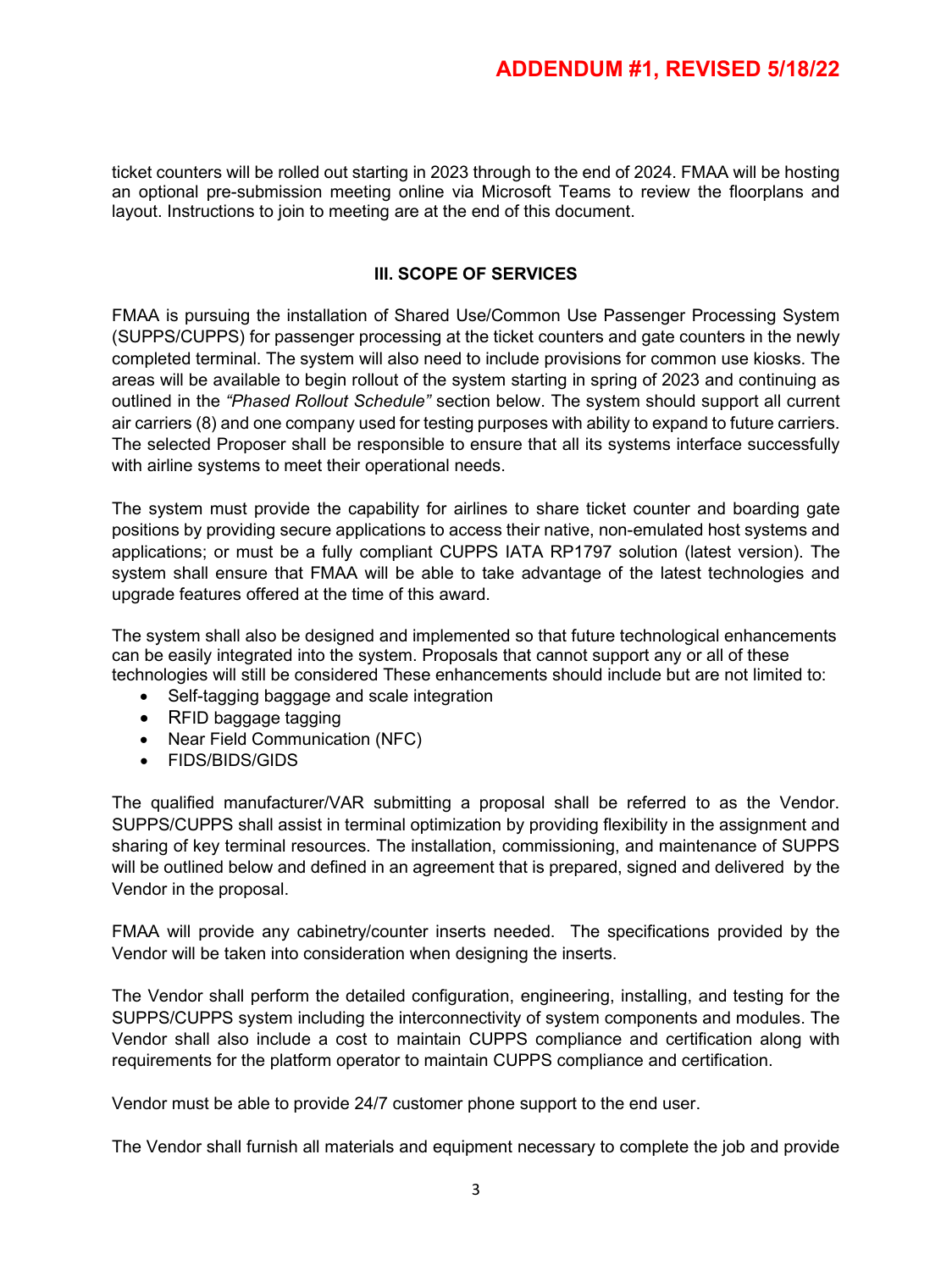ticket counters will be rolled out starting in 2023 through to the end of 2024. FMAA will be hosting an optional pre-submission meeting online via Microsoft Teams to review the floorplans and layout. Instructions to join to meeting are at the end of this document.

### III. SCOPE OF SERVICES

FMAA is pursuing the installation of Shared Use/Common Use Passenger Processing System (SUPPS/CUPPS) for passenger processing at the ticket counters and gate counters in the newly completed terminal. The system will also need to include provisions for common use kiosks. The areas will be available to begin rollout of the system starting in spring of 2023 and continuing as outlined in the *"Phased Rollout Schedule"* section below. The system should support all current air carriers (8) and one company used for testing purposes with ability to expand to future carriers. The selected Proposer shall be responsible to ensure that all its systems interface successfully with airline systems to meet their operational needs.

The system must provide the capability for airlines to share ticket counter and boarding gate positions by providing secure applications to access their native, non-emulated host systems and applications; or must be a fully compliant CUPPS IATA RP1797 solution (latest version). The system shall ensure that FMAA will be able to take advantage of the latest technologies and upgrade features offered at the time of this award.

The system shall also be designed and implemented so that future technological enhancements can be easily integrated into the system. Proposals that cannot support any or all of these technologies will still be considered These enhancements should include but are not limited to:

- Self-tagging baggage and scale integration
- RFID baggage tagging
- Near Field Communication (NFC)
- FIDS/BIDS/GIDS

The qualified manufacturer/VAR submitting a proposal shall be referred to as the Vendor. SUPPS/CUPPS shall assist in terminal optimization by providing flexibility in the assignment and sharing of key terminal resources. The installation, commissioning, and maintenance of SUPPS will be outlined below and defined in an agreement that is prepared, signed and delivered by the Vendor in the proposal.

FMAA will provide any cabinetry/counter inserts needed. The specifications provided by the Vendor will be taken into consideration when designing the inserts.

The Vendor shall perform the detailed configuration, engineering, installing, and testing for the SUPPS/CUPPS system including the interconnectivity of system components and modules. The Vendor shall also include a cost to maintain CUPPS compliance and certification along with requirements for the platform operator to maintain CUPPS compliance and certification.

Vendor must be able to provide 24/7 customer phone support to the end user.

The Vendor shall furnish all materials and equipment necessary to complete the job and provide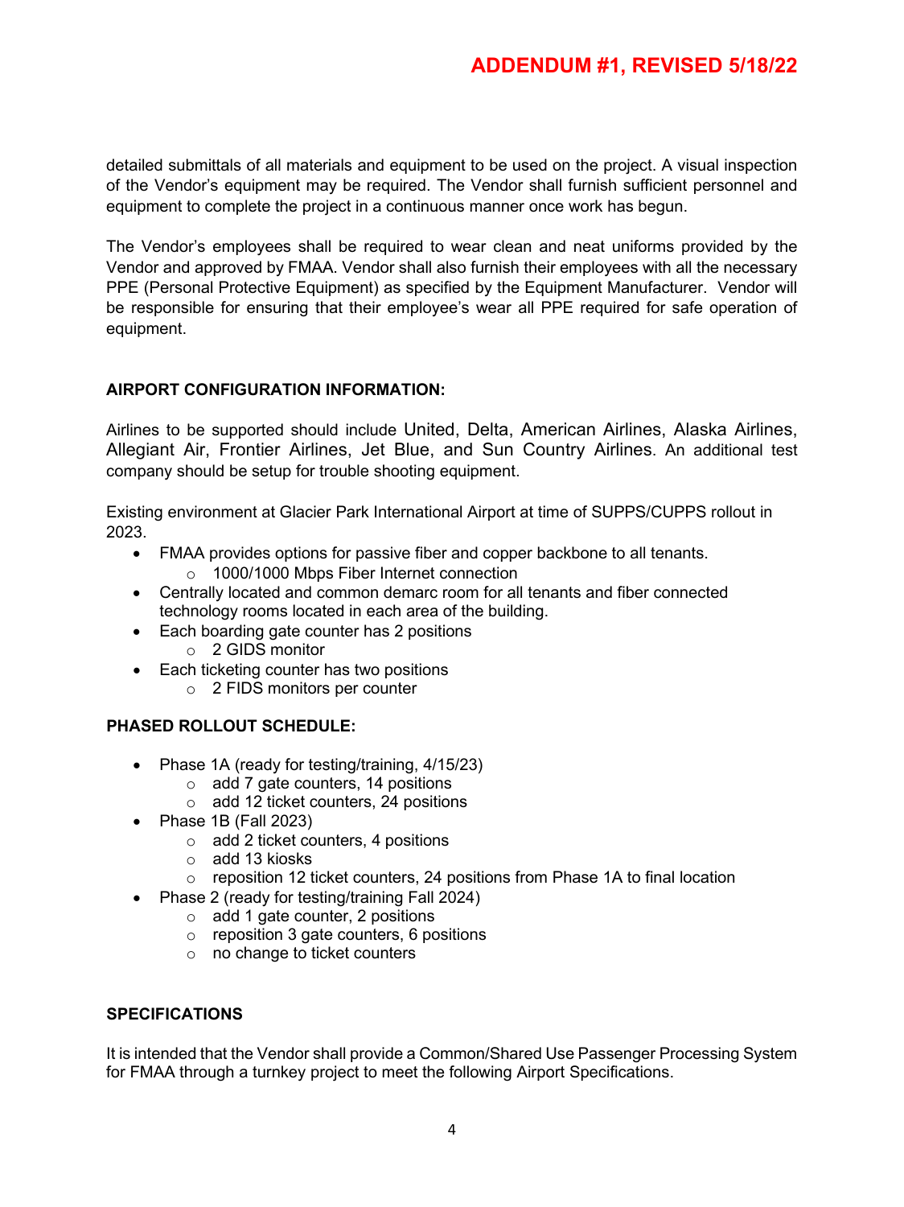detailed submittals of all materials and equipment to be used on the project. A visual inspection of the Vendor's equipment may be required. The Vendor shall furnish sufficient personnel and equipment to complete the project in a continuous manner once work has begun.

The Vendor's employees shall be required to wear clean and neat uniforms provided by the Vendor and approved by FMAA. Vendor shall also furnish their employees with all the necessary PPE (Personal Protective Equipment) as specified by the Equipment Manufacturer. Vendor will be responsible for ensuring that their employee's wear all PPE required for safe operation of equipment.

## AIRPORT CONFIGURATION INFORMATION:

Airlines to be supported should include United, Delta, American Airlines, Alaska Airlines, Allegiant Air, Frontier Airlines, Jet Blue, and Sun Country Airlines. An additional test company should be setup for trouble shooting equipment.

Existing environment at Glacier Park International Airport at time of SUPPS/CUPPS rollout in 2023.

- FMAA provides options for passive fiber and copper backbone to all tenants.
  - 1000/1000 Mbps Fiber Internet connection
- Centrally located and common demarc room for all tenants and fiber connected technology rooms located in each area of the building.
- Each boarding gate counter has 2 positions
  - 2 GIDS monitor
- Each ticketing counter has two positions
  - 2 FIDS monitors per counter

## PHASED ROLLOUT SCHEDULE:

- Phase 1A (ready for testing/training, 4/15/23)
  - add 7 gate counters, 14 positions
  - add 12 ticket counters, 24 positions
- Phase 1B (Fall 2023)
  - add 2 ticket counters, 4 positions
  - add 13 kiosks
  - reposition 12 ticket counters, 24 positions from Phase 1A to final location
- Phase 2 (ready for testing/training Fall 2024)
  - add 1 gate counter, 2 positions
  - reposition 3 gate counters, 6 positions
  - no change to ticket counters

## SPECIFICATIONS

It is intended that the Vendor shall provide a Common/Shared Use Passenger Processing System for FMAA through a turnkey project to meet the following Airport Specifications.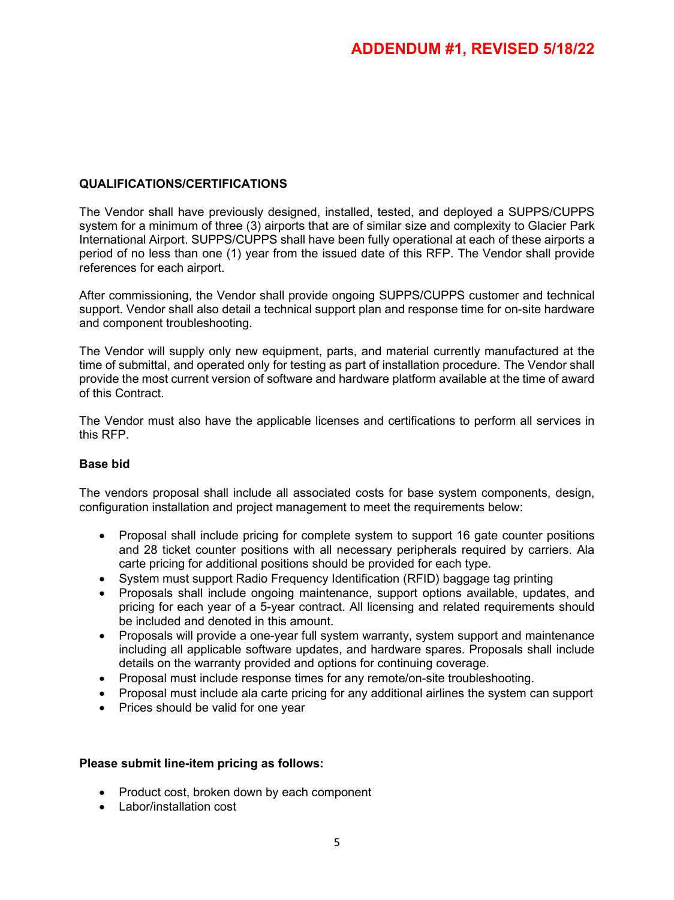**ADDENDUM #1, REVISED 5/18/22**

**QUALIFICATIONS/CERTIFICATIONS**

The Vendor shall have previously designed, installed, tested, and deployed a SUPPS/CUPPS system for a minimum of three (3) airports that are of similar size and complexity to Glacier Park International Airport. SUPPS/CUPPS shall have been fully operational at each of these airports a period of no less than one (1) year from the issued date of this RFP. The Vendor shall provide references for each airport.

After commissioning, the Vendor shall provide ongoing SUPPS/CUPPS customer and technical support. Vendor shall also detail a technical support plan and response time for on-site hardware and component troubleshooting.

The Vendor will supply only new equipment, parts, and material currently manufactured at the time of submittal, and operated only for testing as part of installation procedure. The Vendor shall provide the most current version of software and hardware platform available at the time of award of this Contract.

The Vendor must also have the applicable licenses and certifications to perform all services in this RFP.

**Base bid**

The vendors proposal shall include all associated costs for base system components, design, configuration installation and project management to meet the requirements below:

- Proposal shall include pricing for complete system to support 16 gate counter positions and 28 ticket counter positions with all necessary peripherals required by carriers. Ala carte pricing for additional positions should be provided for each type.
- System must support Radio Frequency Identification (RFID) baggage tag printing
- Proposals shall include ongoing maintenance, support options available, updates, and pricing for each year of a 5-year contract. All licensing and related requirements should be included and denoted in this amount.
- Proposals will provide a one-year full system warranty, system support and maintenance including all applicable software updates, and hardware spares. Proposals shall include details on the warranty provided and options for continuing coverage.
- Proposal must include response times for any remote/on-site troubleshooting.
- Proposal must include ala carte pricing for any additional airlines the system can support
- Prices should be valid for one year

**Please submit line-item pricing as follows:**

- Product cost, broken down by each component
- Labor/installation cost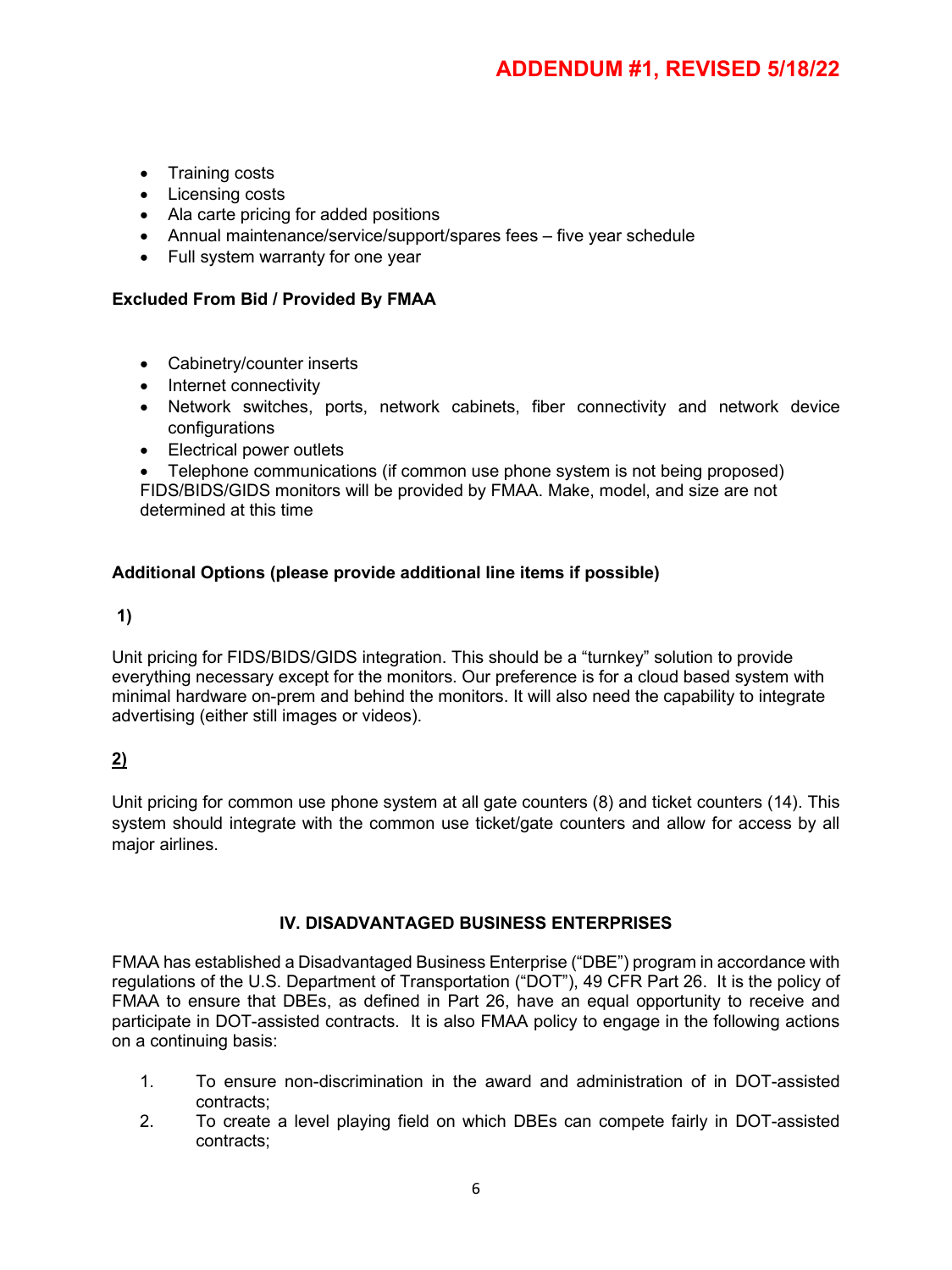**ADDENDUM #1, REVISED 5/18/22**

- Training costs
- Licensing costs
- Ala carte pricing for added positions
- Annual maintenance/service/support/spares fees – five year schedule
- Full system warranty for one year

**Excluded From Bid / Provided By FMAA**

- Cabinetry/counter inserts
- Internet connectivity
- Network switches, ports, network cabinets, fiber connectivity and network device configurations
- Electrical power outlets
- Telephone communications (if common use phone system is not being proposed)

FIDS/BIDS/GIDS monitors will be provided by FMAA. Make, model, and size are not determined at this time

**Additional Options (please provide additional line items if possible)**

**1)**

Unit pricing for FIDS/BIDS/GIDS integration. This should be a "turnkey" solution to provide everything necessary except for the monitors. Our preference is for a cloud based system with minimal hardware on-prem and behind the monitors. It will also need the capability to integrate advertising (either still images or videos).

**2)**

Unit pricing for common use phone system at all gate counters (8) and ticket counters (14). This system should integrate with the common use ticket/gate counters and allow for access by all major airlines.

## IV. DISADVANTAGED BUSINESS ENTERPRISES

FMAA has established a Disadvantaged Business Enterprise ("DBE") program in accordance with regulations of the U.S. Department of Transportation ("DOT"), 49 CFR Part 26. It is the policy of FMAA to ensure that DBEs, as defined in Part 26, have an equal opportunity to receive and participate in DOT-assisted contracts. It is also FMAA policy to engage in the following actions on a continuing basis:

1. To ensure non-discrimination in the award and administration of in DOT-assisted contracts;
2. To create a level playing field on which DBEs can compete fairly in DOT-assisted contracts;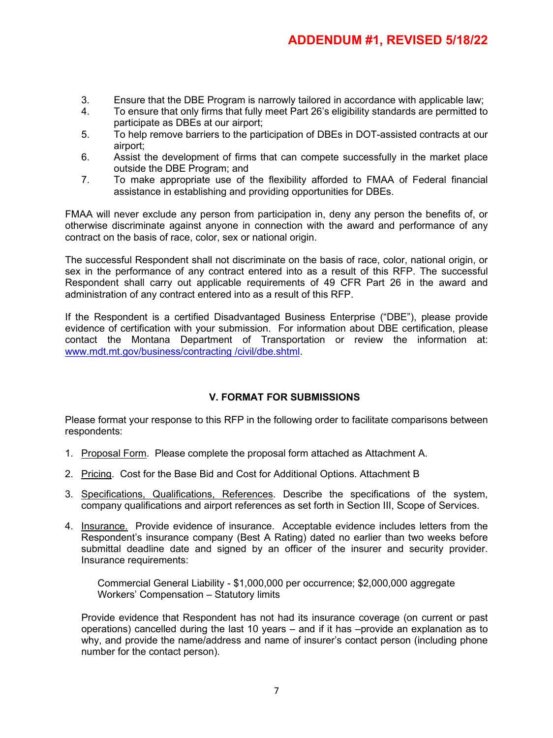**ADDENDUM #1, REVISED 5/18/22**

3. Ensure that the DBE Program is narrowly tailored in accordance with applicable law;
4. To ensure that only firms that fully meet Part 26's eligibility standards are permitted to participate as DBEs at our airport;
5. To help remove barriers to the participation of DBEs in DOT-assisted contracts at our airport;
6. Assist the development of firms that can compete successfully in the market place outside the DBE Program; and
7. To make appropriate use of the flexibility afforded to FMAA of Federal financial assistance in establishing and providing opportunities for DBEs.

FMAA will never exclude any person from participation in, deny any person the benefits of, or otherwise discriminate against anyone in connection with the award and performance of any contract on the basis of race, color, sex or national origin.

The successful Respondent shall not discriminate on the basis of race, color, national origin, or sex in the performance of any contract entered into as a result of this RFP. The successful Respondent shall carry out applicable requirements of 49 CFR Part 26 in the award and administration of any contract entered into as a result of this RFP.

If the Respondent is a certified Disadvantaged Business Enterprise ("DBE"), please provide evidence of certification with your submission. For information about DBE certification, please contact the Montana Department of Transportation or review the information at: www.mdt.mt.gov/business/contracting /civil/dbe.shtml.

## V. FORMAT FOR SUBMISSIONS

Please format your response to this RFP in the following order to facilitate comparisons between respondents:

1. Proposal Form. Please complete the proposal form attached as Attachment A.

2. Pricing. Cost for the Base Bid and Cost for Additional Options. Attachment B

3. Specifications, Qualifications, References. Describe the specifications of the system, company qualifications and airport references as set forth in Section III, Scope of Services.

4. Insurance. Provide evidence of insurance. Acceptable evidence includes letters from the Respondent's insurance company (Best A Rating) dated no earlier than two weeks before submittal deadline date and signed by an officer of the insurer and security provider. Insurance requirements:

   Commercial General Liability - $1,000,000 per occurrence; $2,000,000 aggregate
   Workers' Compensation – Statutory limits

   Provide evidence that Respondent has not had its insurance coverage (on current or past operations) cancelled during the last 10 years – and if it has –provide an explanation as to why, and provide the name/address and name of insurer's contact person (including phone number for the contact person).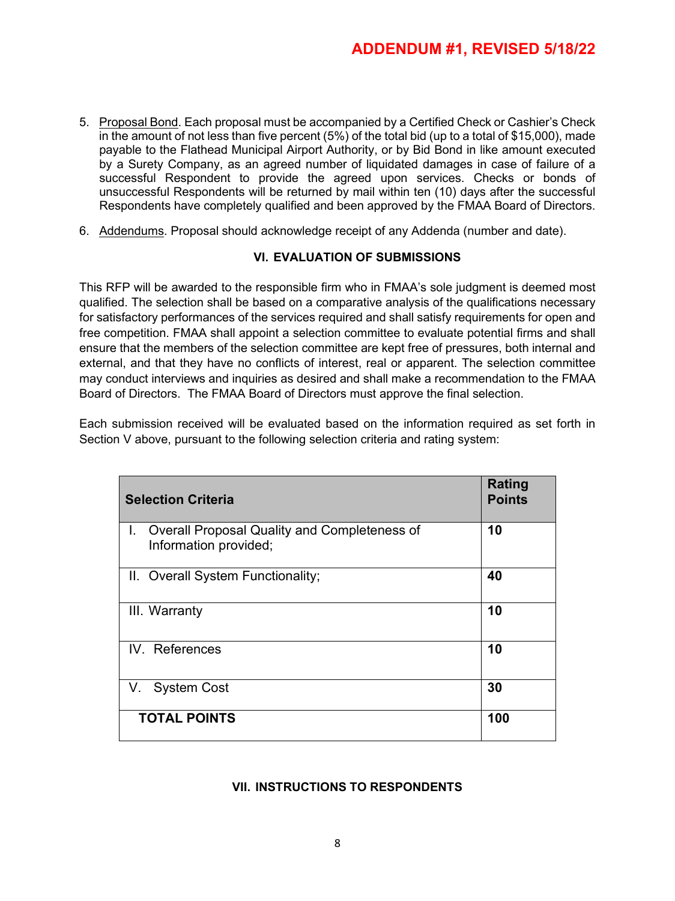**ADDENDUM #1, REVISED 5/18/22**

5. Proposal Bond. Each proposal must be accompanied by a Certified Check or Cashier's Check in the amount of not less than five percent (5%) of the total bid (up to a total of $15,000), made payable to the Flathead Municipal Airport Authority, or by Bid Bond in like amount executed by a Surety Company, as an agreed number of liquidated damages in case of failure of a successful Respondent to provide the agreed upon services. Checks or bonds of unsuccessful Respondents will be returned by mail within ten (10) days after the successful Respondents have completely qualified and been approved by the FMAA Board of Directors.

6. Addendums. Proposal should acknowledge receipt of any Addenda (number and date).

## VI. EVALUATION OF SUBMISSIONS

This RFP will be awarded to the responsible firm who in FMAA's sole judgment is deemed most qualified. The selection shall be based on a comparative analysis of the qualifications necessary for satisfactory performances of the services required and shall satisfy requirements for open and free competition. FMAA shall appoint a selection committee to evaluate potential firms and shall ensure that the members of the selection committee are kept free of pressures, both internal and external, and that they have no conflicts of interest, real or apparent. The selection committee may conduct interviews and inquiries as desired and shall make a recommendation to the FMAA Board of Directors. The FMAA Board of Directors must approve the final selection.

Each submission received will be evaluated based on the information required as set forth in Section V above, pursuant to the following selection criteria and rating system:

| Selection Criteria | Rating Points |
|---|---|
| I. Overall Proposal Quality and Completeness of Information provided; | **10** |
| II. Overall System Functionality; | **40** |
| III. Warranty | **10** |
| IV. References | **10** |
| V. System Cost | **30** |
| **TOTAL POINTS** | **100** |

## VII. INSTRUCTIONS TO RESPONDENTS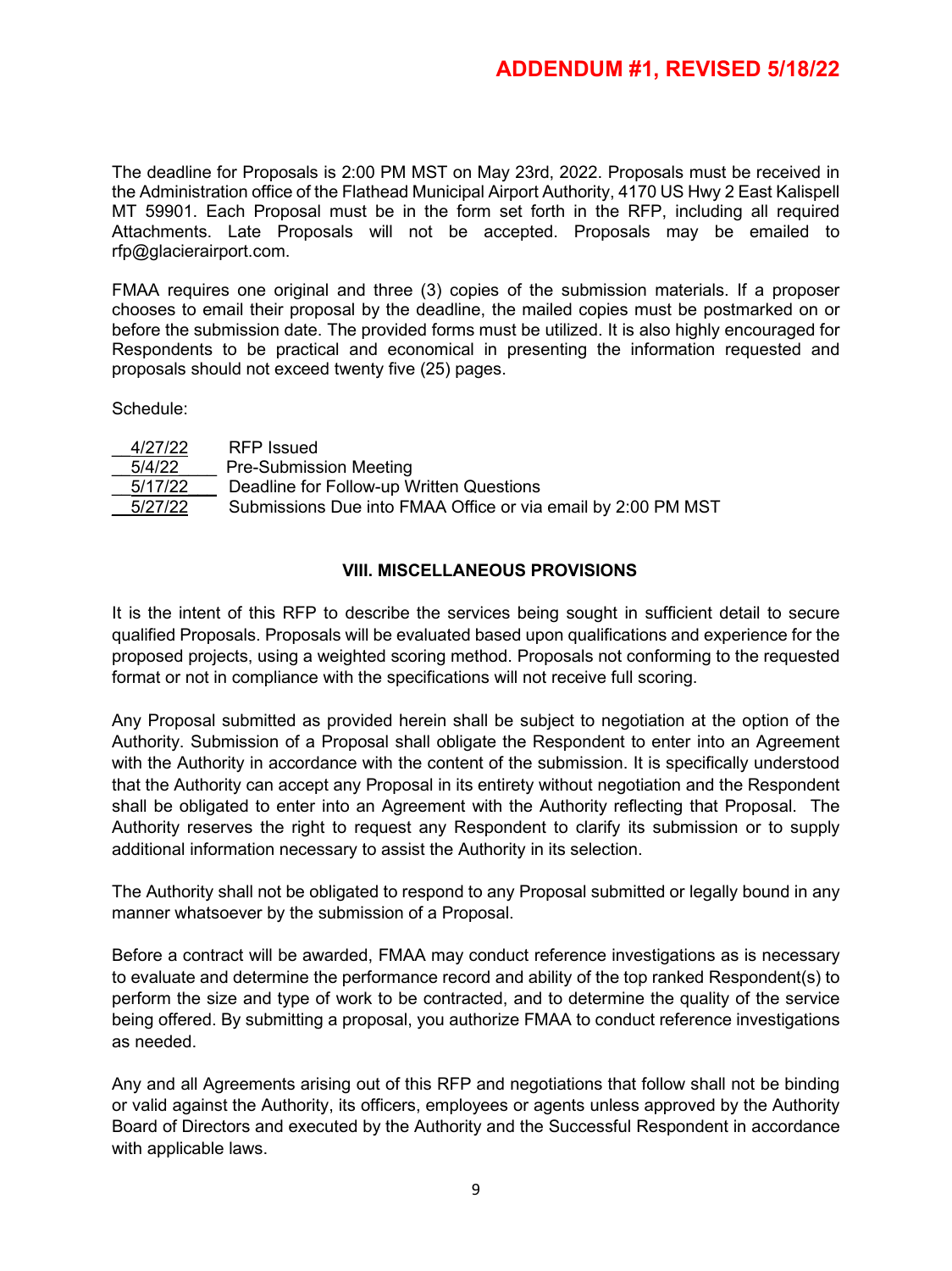**ADDENDUM #1, REVISED 5/18/22**

The deadline for Proposals is 2:00 PM MST on May 23rd, 2022. Proposals must be received in the Administration office of the Flathead Municipal Airport Authority, 4170 US Hwy 2 East Kalispell MT 59901. Each Proposal must be in the form set forth in the RFP, including all required Attachments. Late Proposals will not be accepted. Proposals may be emailed to rfp@glacierairport.com.

FMAA requires one original and three (3) copies of the submission materials. If a proposer chooses to email their proposal by the deadline, the mailed copies must be postmarked on or before the submission date. The provided forms must be utilized. It is also highly encouraged for Respondents to be practical and economical in presenting the information requested and proposals should not exceed twenty five (25) pages.

Schedule:

| | |
|---|---|
| 4/27/22 | RFP Issued |
| 5/4/22 | Pre-Submission Meeting |
| 5/17/22 | Deadline for Follow-up Written Questions |
| 5/27/22 | Submissions Due into FMAA Office or via email by 2:00 PM MST |

## VIII. MISCELLANEOUS PROVISIONS

It is the intent of this RFP to describe the services being sought in sufficient detail to secure qualified Proposals. Proposals will be evaluated based upon qualifications and experience for the proposed projects, using a weighted scoring method. Proposals not conforming to the requested format or not in compliance with the specifications will not receive full scoring.

Any Proposal submitted as provided herein shall be subject to negotiation at the option of the Authority. Submission of a Proposal shall obligate the Respondent to enter into an Agreement with the Authority in accordance with the content of the submission. It is specifically understood that the Authority can accept any Proposal in its entirety without negotiation and the Respondent shall be obligated to enter into an Agreement with the Authority reflecting that Proposal. The Authority reserves the right to request any Respondent to clarify its submission or to supply additional information necessary to assist the Authority in its selection.

The Authority shall not be obligated to respond to any Proposal submitted or legally bound in any manner whatsoever by the submission of a Proposal.

Before a contract will be awarded, FMAA may conduct reference investigations as is necessary to evaluate and determine the performance record and ability of the top ranked Respondent(s) to perform the size and type of work to be contracted, and to determine the quality of the service being offered. By submitting a proposal, you authorize FMAA to conduct reference investigations as needed.

Any and all Agreements arising out of this RFP and negotiations that follow shall not be binding or valid against the Authority, its officers, employees or agents unless approved by the Authority Board of Directors and executed by the Authority and the Successful Respondent in accordance with applicable laws.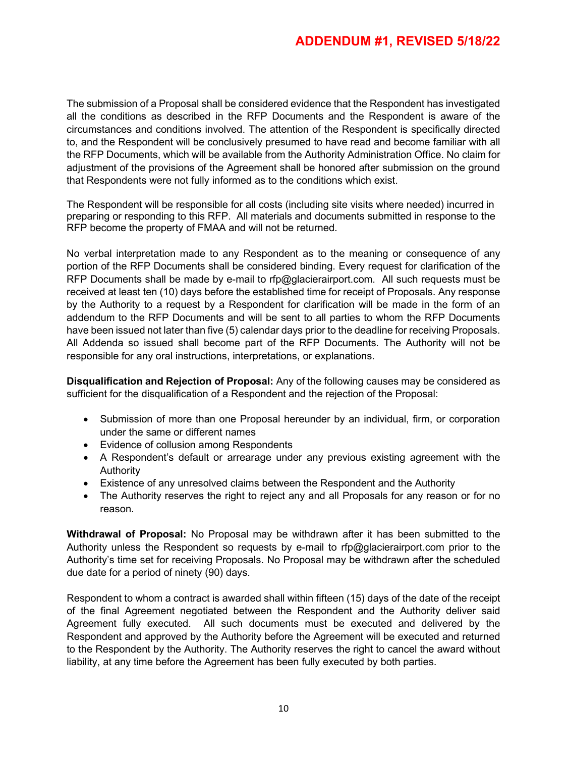**ADDENDUM #1, REVISED 5/18/22**

The submission of a Proposal shall be considered evidence that the Respondent has investigated all the conditions as described in the RFP Documents and the Respondent is aware of the circumstances and conditions involved. The attention of the Respondent is specifically directed to, and the Respondent will be conclusively presumed to have read and become familiar with all the RFP Documents, which will be available from the Authority Administration Office. No claim for adjustment of the provisions of the Agreement shall be honored after submission on the ground that Respondents were not fully informed as to the conditions which exist.

The Respondent will be responsible for all costs (including site visits where needed) incurred in preparing or responding to this RFP. All materials and documents submitted in response to the RFP become the property of FMAA and will not be returned.

No verbal interpretation made to any Respondent as to the meaning or consequence of any portion of the RFP Documents shall be considered binding. Every request for clarification of the RFP Documents shall be made by e-mail to rfp@glacierairport.com. All such requests must be received at least ten (10) days before the established time for receipt of Proposals. Any response by the Authority to a request by a Respondent for clarification will be made in the form of an addendum to the RFP Documents and will be sent to all parties to whom the RFP Documents have been issued not later than five (5) calendar days prior to the deadline for receiving Proposals. All Addenda so issued shall become part of the RFP Documents. The Authority will not be responsible for any oral instructions, interpretations, or explanations.

**Disqualification and Rejection of Proposal:** Any of the following causes may be considered as sufficient for the disqualification of a Respondent and the rejection of the Proposal:

- Submission of more than one Proposal hereunder by an individual, firm, or corporation under the same or different names
- Evidence of collusion among Respondents
- A Respondent's default or arrearage under any previous existing agreement with the Authority
- Existence of any unresolved claims between the Respondent and the Authority
- The Authority reserves the right to reject any and all Proposals for any reason or for no reason.

**Withdrawal of Proposal:** No Proposal may be withdrawn after it has been submitted to the Authority unless the Respondent so requests by e-mail to rfp@glacierairport.com prior to the Authority's time set for receiving Proposals. No Proposal may be withdrawn after the scheduled due date for a period of ninety (90) days.

Respondent to whom a contract is awarded shall within fifteen (15) days of the date of the receipt of the final Agreement negotiated between the Respondent and the Authority deliver said Agreement fully executed. All such documents must be executed and delivered by the Respondent and approved by the Authority before the Agreement will be executed and returned to the Respondent by the Authority. The Authority reserves the right to cancel the award without liability, at any time before the Agreement has been fully executed by both parties.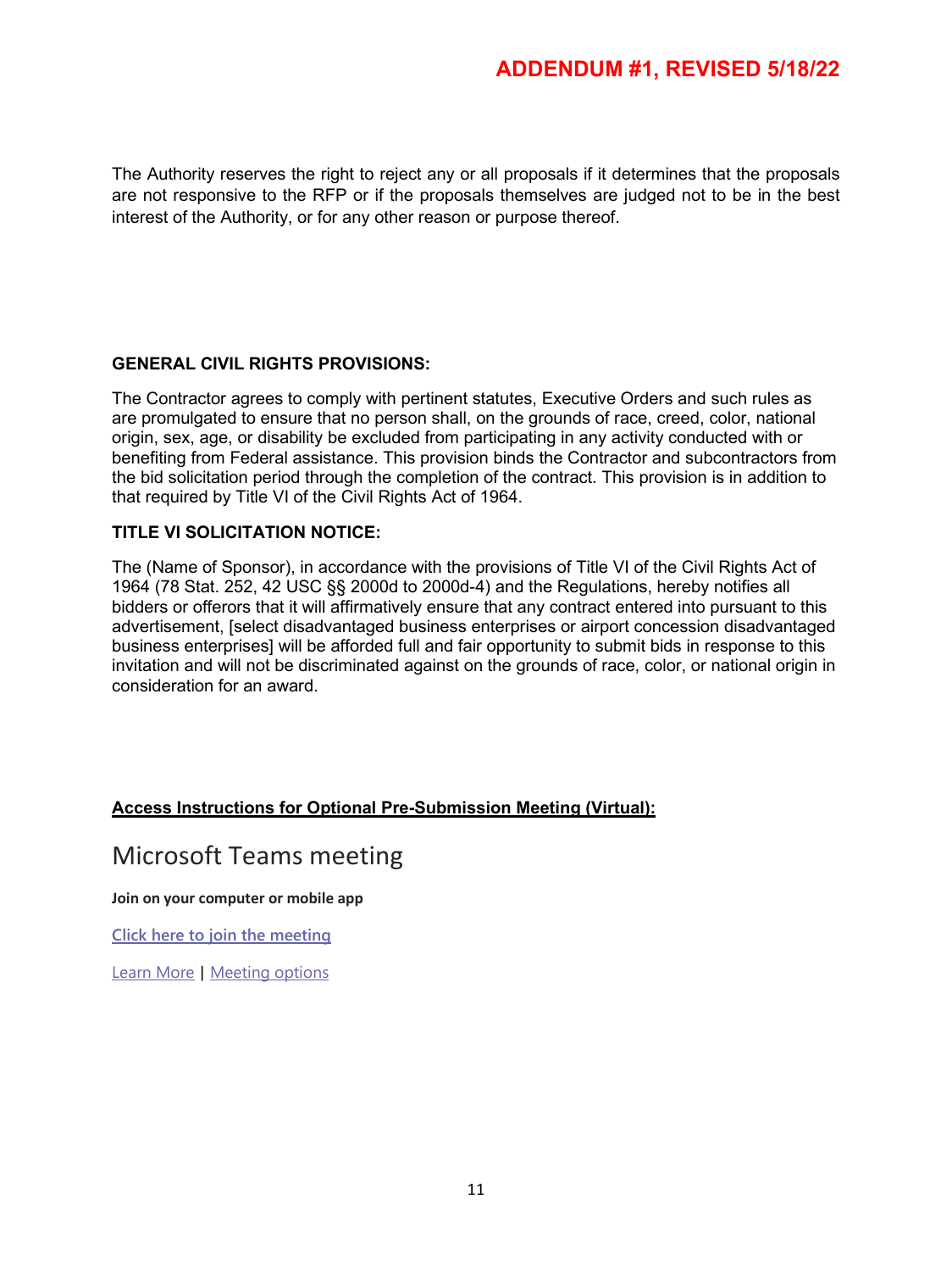**ADDENDUM #1, REVISED 5/18/22**

The Authority reserves the right to reject any or all proposals if it determines that the proposals are not responsive to the RFP or if the proposals themselves are judged not to be in the best interest of the Authority, or for any other reason or purpose thereof.

**GENERAL CIVIL RIGHTS PROVISIONS:**

The Contractor agrees to comply with pertinent statutes, Executive Orders and such rules as are promulgated to ensure that no person shall, on the grounds of race, creed, color, national origin, sex, age, or disability be excluded from participating in any activity conducted with or benefiting from Federal assistance. This provision binds the Contractor and subcontractors from the bid solicitation period through the completion of the contract. This provision is in addition to that required by Title VI of the Civil Rights Act of 1964.

**TITLE VI SOLICITATION NOTICE:**

The (Name of Sponsor), in accordance with the provisions of Title VI of the Civil Rights Act of 1964 (78 Stat. 252, 42 USC §§ 2000d to 2000d-4) and the Regulations, hereby notifies all bidders or offerors that it will affirmatively ensure that any contract entered into pursuant to this advertisement, [select disadvantaged business enterprises or airport concession disadvantaged business enterprises] will be afforded full and fair opportunity to submit bids in response to this invitation and will not be discriminated against on the grounds of race, color, or national origin in consideration for an award.

**Access Instructions for Optional Pre-Submission Meeting (Virtual):**

## Microsoft Teams meeting

**Join on your computer or mobile app**

**Click here to join the meeting**

Learn More | Meeting options